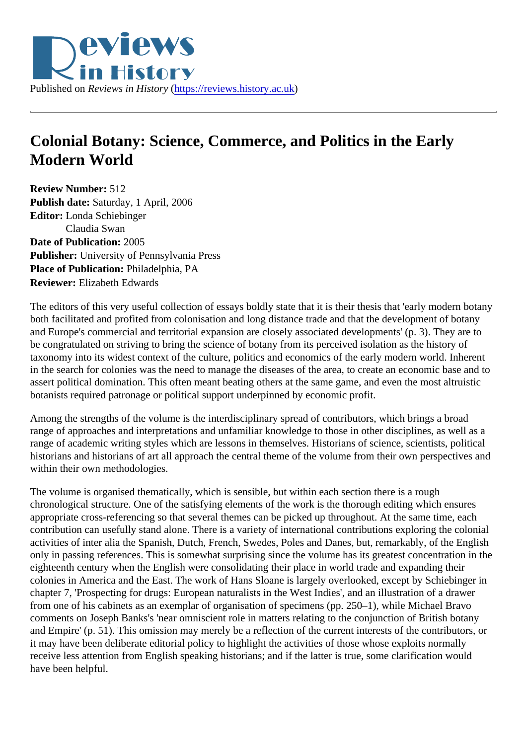Published on *Reviews in History* (https://reviews.history.ac.uk)

# Colonial Botany: Science, Commerce, and Politics in the Early Modern World

**Review Number:** 512
**Publish date:** Saturday, 1 April, 2006
**Editor:** Londa Schiebinger
Claudia Swan
**Date of Publication:** 2005
**Publisher:** University of Pennsylvania Press
**Place of Publication:** Philadelphia, PA
**Reviewer:** Elizabeth Edwards

The editors of this very useful collection of essays boldly state that it is their thesis that 'early modern botany both facilitated and profited from colonisation and long distance trade and that the development of botany and Europe's commercial and territorial expansion are closely associated developments' (p. 3). They are to be congratulated on striving to bring the science of botany from its perceived isolation as the history of taxonomy into its widest context of the culture, politics and economics of the early modern world. Inherent in the search for colonies was the need to manage the diseases of the area, to create an economic base and to assert political domination. This often meant beating others at the same game, and even the most altruistic botanists required patronage or political support underpinned by economic profit.

Among the strengths of the volume is the interdisciplinary spread of contributors, which brings a broad range of approaches and interpretations and unfamiliar knowledge to those in other disciplines, as well as a range of academic writing styles which are lessons in themselves. Historians of science, scientists, political historians and historians of art all approach the central theme of the volume from their own perspectives and within their own methodologies.

The volume is organised thematically, which is sensible, but within each section there is a rough chronological structure. One of the satisfying elements of the work is the thorough editing which ensures appropriate cross-referencing so that several themes can be picked up throughout. At the same time, each contribution can usefully stand alone. There is a variety of international contributions exploring the colonial activities of inter alia the Spanish, Dutch, French, Swedes, Poles and Danes, but, remarkably, of the English only in passing references. This is somewhat surprising since the volume has its greatest concentration in the eighteenth century when the English were consolidating their place in world trade and expanding their colonies in America and the East. The work of Hans Sloane is largely overlooked, except by Schiebinger in chapter 7, 'Prospecting for drugs: European naturalists in the West Indies', and an illustration of a drawer from one of his cabinets as an exemplar of organisation of specimens (pp. 250–1), while Michael Bravo comments on Joseph Banks's 'near omniscient role in matters relating to the conjunction of British botany and Empire' (p. 51). This omission may merely be a reflection of the current interests of the contributors, or it may have been deliberate editorial policy to highlight the activities of those whose exploits normally receive less attention from English speaking historians; and if the latter is true, some clarification would have been helpful.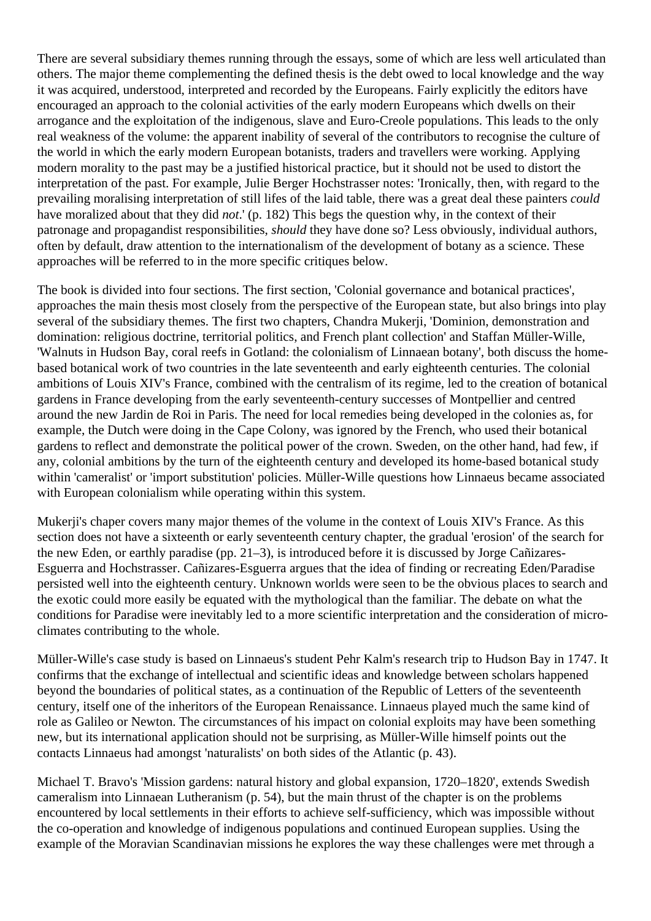There are several subsidiary themes running through the essays, some of which are less well articulated than others. The major theme complementing the defined thesis is the debt owed to local knowledge and the way it was acquired, understood, interpreted and recorded by the Europeans. Fairly explicitly the editors have encouraged an approach to the colonial activities of the early modern Europeans which dwells on their arrogance and the exploitation of the indigenous, slave and Euro-Creole populations. This leads to the only real weakness of the volume: the apparent inability of several of the contributors to recognise the culture of the world in which the early modern European botanists, traders and travellers were working. Applying modern morality to the past may be a justified historical practice, but it should not be used to distort the interpretation of the past. For example, Julie Berger Hochstrasser notes: 'Ironically, then, with regard to the prevailing moralising interpretation of still lifes of the laid table, there was a great deal these painters *could* have moralized about that they did *not*.' (p. 182) This begs the question why, in the context of their patronage and propagandist responsibilities, *should* they have done so? Less obviously, individual authors, often by default, draw attention to the internationalism of the development of botany as a science. These approaches will be referred to in the more specific critiques below.

The book is divided into four sections. The first section, 'Colonial governance and botanical practices', approaches the main thesis most closely from the perspective of the European state, but also brings into play several of the subsidiary themes. The first two chapters, Chandra Mukerji, 'Dominion, demonstration and domination: religious doctrine, territorial politics, and French plant collection' and Staffan Müller-Wille, 'Walnuts in Hudson Bay, coral reefs in Gotland: the colonialism of Linnaean botany', both discuss the home-based botanical work of two countries in the late seventeenth and early eighteenth centuries. The colonial ambitions of Louis XIV's France, combined with the centralism of its regime, led to the creation of botanical gardens in France developing from the early seventeenth-century successes of Montpellier and centred around the new Jardin de Roi in Paris. The need for local remedies being developed in the colonies as, for example, the Dutch were doing in the Cape Colony, was ignored by the French, who used their botanical gardens to reflect and demonstrate the political power of the crown. Sweden, on the other hand, had few, if any, colonial ambitions by the turn of the eighteenth century and developed its home-based botanical study within 'cameralist' or 'import substitution' policies. Müller-Wille questions how Linnaeus became associated with European colonialism while operating within this system.

Mukerji's chaper covers many major themes of the volume in the context of Louis XIV's France. As this section does not have a sixteenth or early seventeenth century chapter, the gradual 'erosion' of the search for the new Eden, or earthly paradise (pp. 21–3), is introduced before it is discussed by Jorge Cañizares-Esguerra and Hochstrasser. Cañizares-Esguerra argues that the idea of finding or recreating Eden/Paradise persisted well into the eighteenth century. Unknown worlds were seen to be the obvious places to search and the exotic could more easily be equated with the mythological than the familiar. The debate on what the conditions for Paradise were inevitably led to a more scientific interpretation and the consideration of micro-climates contributing to the whole.

Müller-Wille's case study is based on Linnaeus's student Pehr Kalm's research trip to Hudson Bay in 1747. It confirms that the exchange of intellectual and scientific ideas and knowledge between scholars happened beyond the boundaries of political states, as a continuation of the Republic of Letters of the seventeenth century, itself one of the inheritors of the European Renaissance. Linnaeus played much the same kind of role as Galileo or Newton. The circumstances of his impact on colonial exploits may have been something new, but its international application should not be surprising, as Müller-Wille himself points out the contacts Linnaeus had amongst 'naturalists' on both sides of the Atlantic (p. 43).

Michael T. Bravo's 'Mission gardens: natural history and global expansion, 1720–1820', extends Swedish cameralism into Linnaean Lutheranism (p. 54), but the main thrust of the chapter is on the problems encountered by local settlements in their efforts to achieve self-sufficiency, which was impossible without the co-operation and knowledge of indigenous populations and continued European supplies. Using the example of the Moravian Scandinavian missions he explores the way these challenges were met through a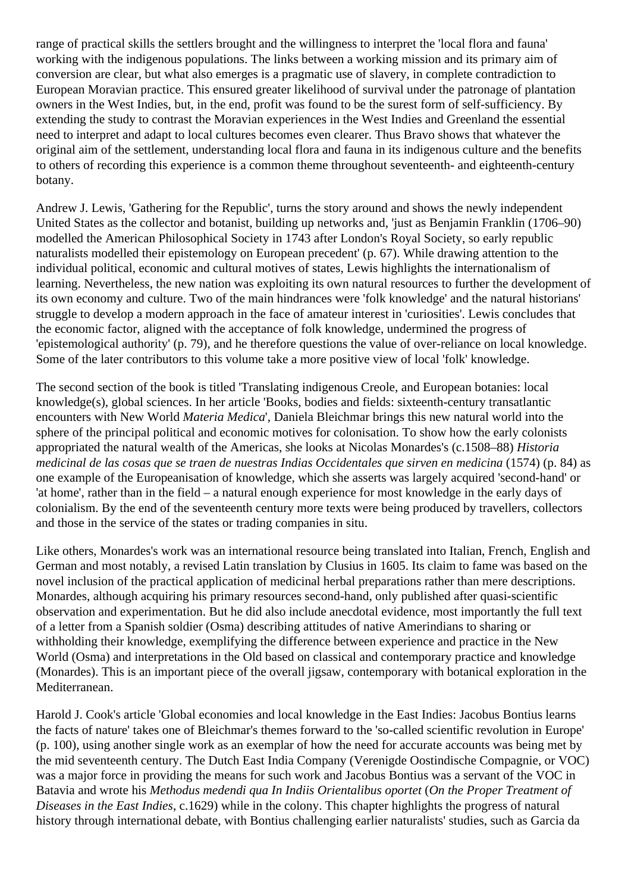range of practical skills the settlers brought and the willingness to interpret the 'local flora and fauna' working with the indigenous populations. The links between a working mission and its primary aim of conversion are clear, but what also emerges is a pragmatic use of slavery, in complete contradiction to European Moravian practice. This ensured greater likelihood of survival under the patronage of plantation owners in the West Indies, but, in the end, profit was found to be the surest form of self-sufficiency. By extending the study to contrast the Moravian experiences in the West Indies and Greenland the essential need to interpret and adapt to local cultures becomes even clearer. Thus Bravo shows that whatever the original aim of the settlement, understanding local flora and fauna in its indigenous culture and the benefits to others of recording this experience is a common theme throughout seventeenth- and eighteenth-century botany.

Andrew J. Lewis, 'Gathering for the Republic', turns the story around and shows the newly independent United States as the collector and botanist, building up networks and, 'just as Benjamin Franklin (1706–90) modelled the American Philosophical Society in 1743 after London's Royal Society, so early republic naturalists modelled their epistemology on European precedent' (p. 67). While drawing attention to the individual political, economic and cultural motives of states, Lewis highlights the internationalism of learning. Nevertheless, the new nation was exploiting its own natural resources to further the development of its own economy and culture. Two of the main hindrances were 'folk knowledge' and the natural historians' struggle to develop a modern approach in the face of amateur interest in 'curiosities'. Lewis concludes that the economic factor, aligned with the acceptance of folk knowledge, undermined the progress of 'epistemological authority' (p. 79), and he therefore questions the value of over-reliance on local knowledge. Some of the later contributors to this volume take a more positive view of local 'folk' knowledge.

The second section of the book is titled 'Translating indigenous Creole, and European botanies: local knowledge(s), global sciences. In her article 'Books, bodies and fields: sixteenth-century transatlantic encounters with New World *Materia Medica*', Daniela Bleichmar brings this new natural world into the sphere of the principal political and economic motives for colonisation. To show how the early colonists appropriated the natural wealth of the Americas, she looks at Nicolas Monardes's (c.1508–88) *Historia medicinal de las cosas que se traen de nuestras Indias Occidentales que sirven en medicina* (1574) (p. 84) as one example of the Europeanisation of knowledge, which she asserts was largely acquired 'second-hand' or 'at home', rather than in the field – a natural enough experience for most knowledge in the early days of colonialism. By the end of the seventeenth century more texts were being produced by travellers, collectors and those in the service of the states or trading companies in situ.

Like others, Monardes's work was an international resource being translated into Italian, French, English and German and most notably, a revised Latin translation by Clusius in 1605. Its claim to fame was based on the novel inclusion of the practical application of medicinal herbal preparations rather than mere descriptions. Monardes, although acquiring his primary resources second-hand, only published after quasi-scientific observation and experimentation. But he did also include anecdotal evidence, most importantly the full text of a letter from a Spanish soldier (Osma) describing attitudes of native Amerindians to sharing or withholding their knowledge, exemplifying the difference between experience and practice in the New World (Osma) and interpretations in the Old based on classical and contemporary practice and knowledge (Monardes). This is an important piece of the overall jigsaw, contemporary with botanical exploration in the Mediterranean.

Harold J. Cook's article 'Global economies and local knowledge in the East Indies: Jacobus Bontius learns the facts of nature' takes one of Bleichmar's themes forward to the 'so-called scientific revolution in Europe' (p. 100), using another single work as an exemplar of how the need for accurate accounts was being met by the mid seventeenth century. The Dutch East India Company (Verenigde Oostindische Compagnie, or VOC) was a major force in providing the means for such work and Jacobus Bontius was a servant of the VOC in Batavia and wrote his *Methodus medendi qua In Indiis Orientalibus oportet* (*On the Proper Treatment of Diseases in the East Indies*, c.1629) while in the colony. This chapter highlights the progress of natural history through international debate, with Bontius challenging earlier naturalists' studies, such as Garcia da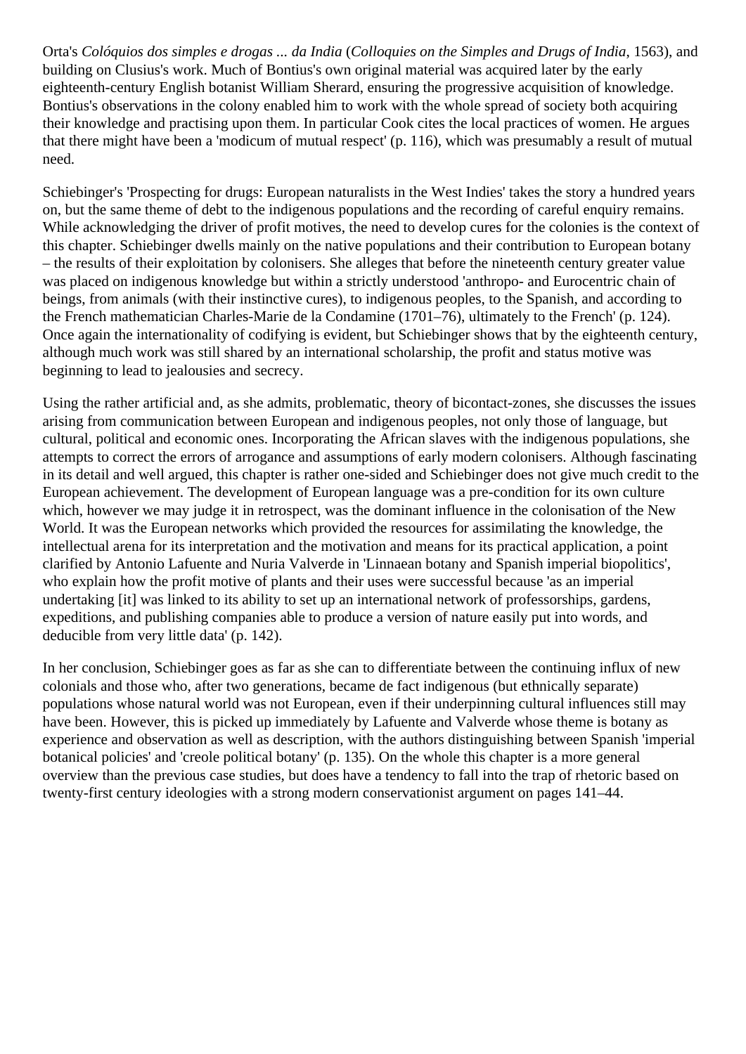Orta's *Colóquios dos simples e drogas ... da India* (*Colloquies on the Simples and Drugs of India*, 1563), and building on Clusius's work. Much of Bontius's own original material was acquired later by the early eighteenth-century English botanist William Sherard, ensuring the progressive acquisition of knowledge. Bontius's observations in the colony enabled him to work with the whole spread of society both acquiring their knowledge and practising upon them. In particular Cook cites the local practices of women. He argues that there might have been a 'modicum of mutual respect' (p. 116), which was presumably a result of mutual need.

Schiebinger's 'Prospecting for drugs: European naturalists in the West Indies' takes the story a hundred years on, but the same theme of debt to the indigenous populations and the recording of careful enquiry remains. While acknowledging the driver of profit motives, the need to develop cures for the colonies is the context of this chapter. Schiebinger dwells mainly on the native populations and their contribution to European botany – the results of their exploitation by colonisers. She alleges that before the nineteenth century greater value was placed on indigenous knowledge but within a strictly understood 'anthropo- and Eurocentric chain of beings, from animals (with their instinctive cures), to indigenous peoples, to the Spanish, and according to the French mathematician Charles-Marie de la Condamine (1701–76), ultimately to the French' (p. 124). Once again the internationality of codifying is evident, but Schiebinger shows that by the eighteenth century, although much work was still shared by an international scholarship, the profit and status motive was beginning to lead to jealousies and secrecy.

Using the rather artificial and, as she admits, problematic, theory of bicontact-zones, she discusses the issues arising from communication between European and indigenous peoples, not only those of language, but cultural, political and economic ones. Incorporating the African slaves with the indigenous populations, she attempts to correct the errors of arrogance and assumptions of early modern colonisers. Although fascinating in its detail and well argued, this chapter is rather one-sided and Schiebinger does not give much credit to the European achievement. The development of European language was a pre-condition for its own culture which, however we may judge it in retrospect, was the dominant influence in the colonisation of the New World. It was the European networks which provided the resources for assimilating the knowledge, the intellectual arena for its interpretation and the motivation and means for its practical application, a point clarified by Antonio Lafuente and Nuria Valverde in 'Linnaean botany and Spanish imperial biopolitics', who explain how the profit motive of plants and their uses were successful because 'as an imperial undertaking [it] was linked to its ability to set up an international network of professorships, gardens, expeditions, and publishing companies able to produce a version of nature easily put into words, and deducible from very little data' (p. 142).

In her conclusion, Schiebinger goes as far as she can to differentiate between the continuing influx of new colonials and those who, after two generations, became de facto indigenous (but ethnically separate) populations whose natural world was not European, even if their underpinning cultural influences still may have been. However, this is picked up immediately by Lafuente and Valverde whose theme is botany as experience and observation as well as description, with the authors distinguishing between Spanish 'imperial botanical policies' and 'creole political botany' (p. 135). On the whole this chapter is a more general overview than the previous case studies, but does have a tendency to fall into the trap of rhetoric based on twenty-first century ideologies with a strong modern conservationist argument on pages 141–44.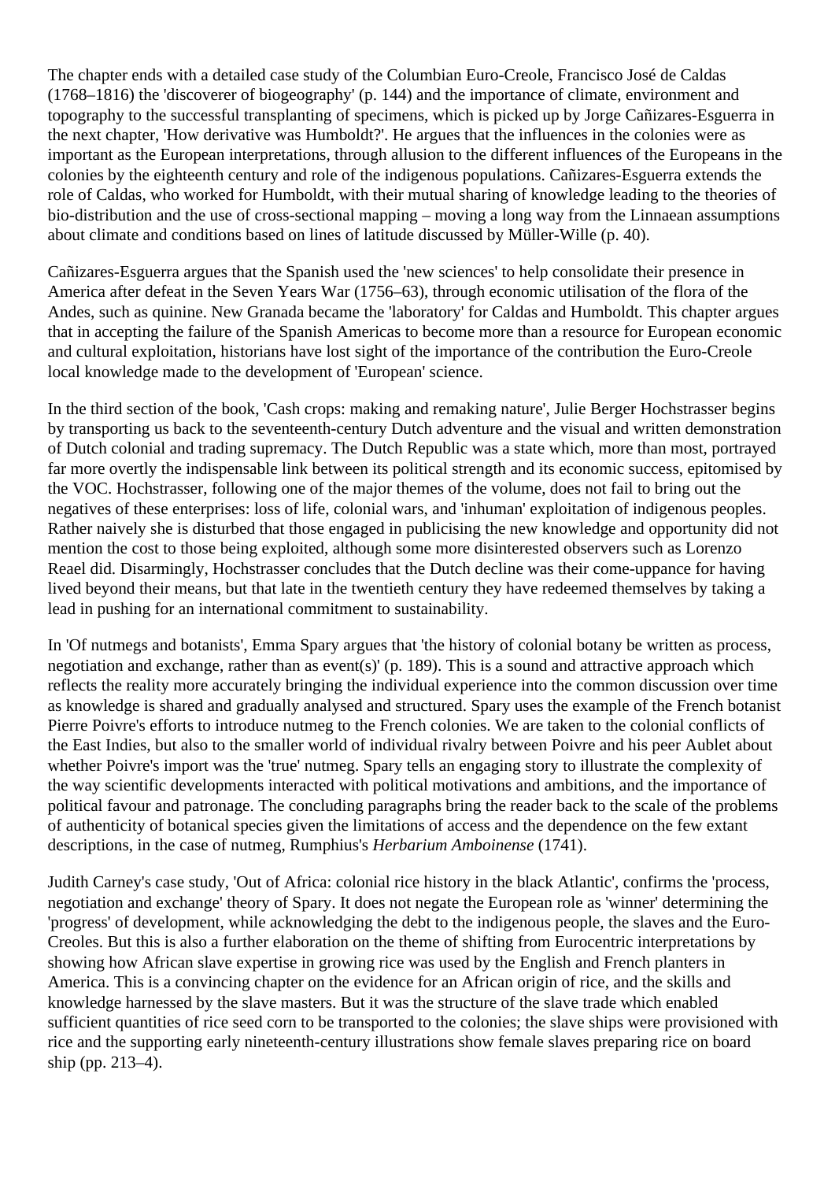The chapter ends with a detailed case study of the Columbian Euro-Creole, Francisco José de Caldas (1768–1816) the 'discoverer of biogeography' (p. 144) and the importance of climate, environment and topography to the successful transplanting of specimens, which is picked up by Jorge Cañizares-Esguerra in the next chapter, 'How derivative was Humboldt?'. He argues that the influences in the colonies were as important as the European interpretations, through allusion to the different influences of the Europeans in the colonies by the eighteenth century and role of the indigenous populations. Cañizares-Esguerra extends the role of Caldas, who worked for Humboldt, with their mutual sharing of knowledge leading to the theories of bio-distribution and the use of cross-sectional mapping – moving a long way from the Linnaean assumptions about climate and conditions based on lines of latitude discussed by Müller-Wille (p. 40).

Cañizares-Esguerra argues that the Spanish used the 'new sciences' to help consolidate their presence in America after defeat in the Seven Years War (1756–63), through economic utilisation of the flora of the Andes, such as quinine. New Granada became the 'laboratory' for Caldas and Humboldt. This chapter argues that in accepting the failure of the Spanish Americas to become more than a resource for European economic and cultural exploitation, historians have lost sight of the importance of the contribution the Euro-Creole local knowledge made to the development of 'European' science.

In the third section of the book, 'Cash crops: making and remaking nature', Julie Berger Hochstrasser begins by transporting us back to the seventeenth-century Dutch adventure and the visual and written demonstration of Dutch colonial and trading supremacy. The Dutch Republic was a state which, more than most, portrayed far more overtly the indispensable link between its political strength and its economic success, epitomised by the VOC. Hochstrasser, following one of the major themes of the volume, does not fail to bring out the negatives of these enterprises: loss of life, colonial wars, and 'inhuman' exploitation of indigenous peoples. Rather naively she is disturbed that those engaged in publicising the new knowledge and opportunity did not mention the cost to those being exploited, although some more disinterested observers such as Lorenzo Reael did. Disarmingly, Hochstrasser concludes that the Dutch decline was their come-uppance for having lived beyond their means, but that late in the twentieth century they have redeemed themselves by taking a lead in pushing for an international commitment to sustainability.

In 'Of nutmegs and botanists', Emma Spary argues that 'the history of colonial botany be written as process, negotiation and exchange, rather than as event(s)' (p. 189). This is a sound and attractive approach which reflects the reality more accurately bringing the individual experience into the common discussion over time as knowledge is shared and gradually analysed and structured. Spary uses the example of the French botanist Pierre Poivre's efforts to introduce nutmeg to the French colonies. We are taken to the colonial conflicts of the East Indies, but also to the smaller world of individual rivalry between Poivre and his peer Aublet about whether Poivre's import was the 'true' nutmeg. Spary tells an engaging story to illustrate the complexity of the way scientific developments interacted with political motivations and ambitions, and the importance of political favour and patronage. The concluding paragraphs bring the reader back to the scale of the problems of authenticity of botanical species given the limitations of access and the dependence on the few extant descriptions, in the case of nutmeg, Rumphius's *Herbarium Amboinense* (1741).

Judith Carney's case study, 'Out of Africa: colonial rice history in the black Atlantic', confirms the 'process, negotiation and exchange' theory of Spary. It does not negate the European role as 'winner' determining the 'progress' of development, while acknowledging the debt to the indigenous people, the slaves and the Euro-Creoles. But this is also a further elaboration on the theme of shifting from Eurocentric interpretations by showing how African slave expertise in growing rice was used by the English and French planters in America. This is a convincing chapter on the evidence for an African origin of rice, and the skills and knowledge harnessed by the slave masters. But it was the structure of the slave trade which enabled sufficient quantities of rice seed corn to be transported to the colonies; the slave ships were provisioned with rice and the supporting early nineteenth-century illustrations show female slaves preparing rice on board ship (pp. 213–4).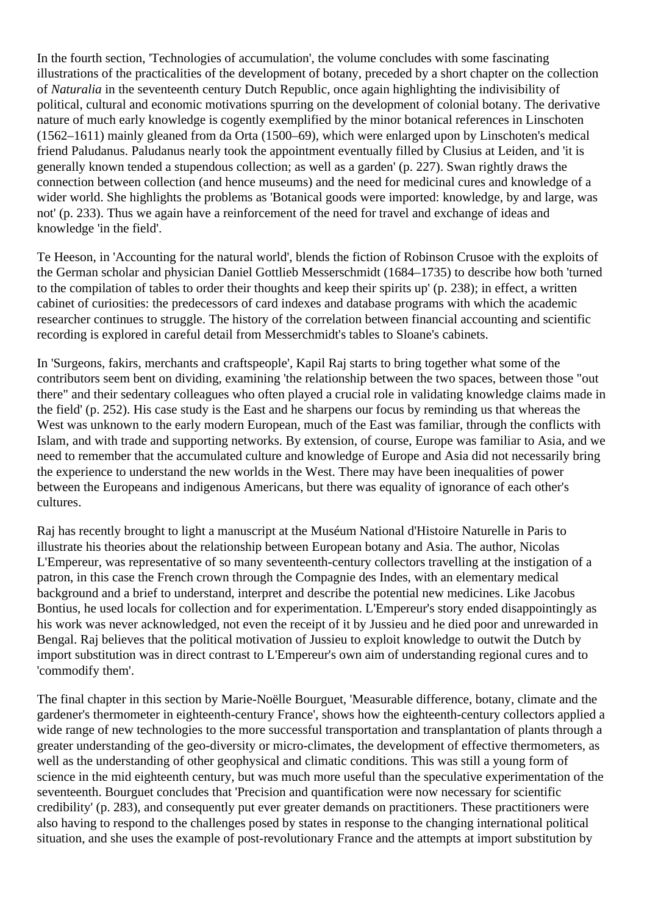In the fourth section, 'Technologies of accumulation', the volume concludes with some fascinating illustrations of the practicalities of the development of botany, preceded by a short chapter on the collection of *Naturalia* in the seventeenth century Dutch Republic, once again highlighting the indivisibility of political, cultural and economic motivations spurring on the development of colonial botany. The derivative nature of much early knowledge is cogently exemplified by the minor botanical references in Linschoten (1562–1611) mainly gleaned from da Orta (1500–69), which were enlarged upon by Linschoten's medical friend Paludanus. Paludanus nearly took the appointment eventually filled by Clusius at Leiden, and 'it is generally known tended a stupendous collection; as well as a garden' (p. 227). Swan rightly draws the connection between collection (and hence museums) and the need for medicinal cures and knowledge of a wider world. She highlights the problems as 'Botanical goods were imported: knowledge, by and large, was not' (p. 233). Thus we again have a reinforcement of the need for travel and exchange of ideas and knowledge 'in the field'.

Te Heeson, in 'Accounting for the natural world', blends the fiction of Robinson Crusoe with the exploits of the German scholar and physician Daniel Gottlieb Messerschmidt (1684–1735) to describe how both 'turned to the compilation of tables to order their thoughts and keep their spirits up' (p. 238); in effect, a written cabinet of curiosities: the predecessors of card indexes and database programs with which the academic researcher continues to struggle. The history of the correlation between financial accounting and scientific recording is explored in careful detail from Messerschmidt's tables to Sloane's cabinets.

In 'Surgeons, fakirs, merchants and craftspeople', Kapil Raj starts to bring together what some of the contributors seem bent on dividing, examining 'the relationship between the two spaces, between those "out there" and their sedentary colleagues who often played a crucial role in validating knowledge claims made in the field' (p. 252). His case study is the East and he sharpens our focus by reminding us that whereas the West was unknown to the early modern European, much of the East was familiar, through the conflicts with Islam, and with trade and supporting networks. By extension, of course, Europe was familiar to Asia, and we need to remember that the accumulated culture and knowledge of Europe and Asia did not necessarily bring the experience to understand the new worlds in the West. There may have been inequalities of power between the Europeans and indigenous Americans, but there was equality of ignorance of each other's cultures.

Raj has recently brought to light a manuscript at the Muséum National d'Histoire Naturelle in Paris to illustrate his theories about the relationship between European botany and Asia. The author, Nicolas L'Empereur, was representative of so many seventeenth-century collectors travelling at the instigation of a patron, in this case the French crown through the Compagnie des Indes, with an elementary medical background and a brief to understand, interpret and describe the potential new medicines. Like Jacobus Bontius, he used locals for collection and for experimentation. L'Empereur's story ended disappointingly as his work was never acknowledged, not even the receipt of it by Jussieu and he died poor and unrewarded in Bengal. Raj believes that the political motivation of Jussieu to exploit knowledge to outwit the Dutch by import substitution was in direct contrast to L'Empereur's own aim of understanding regional cures and to 'commodify them'.

The final chapter in this section by Marie-Noëlle Bourguet, 'Measurable difference, botany, climate and the gardener's thermometer in eighteenth-century France', shows how the eighteenth-century collectors applied a wide range of new technologies to the more successful transportation and transplantation of plants through a greater understanding of the geo-diversity or micro-climates, the development of effective thermometers, as well as the understanding of other geophysical and climatic conditions. This was still a young form of science in the mid eighteenth century, but was much more useful than the speculative experimentation of the seventeenth. Bourguet concludes that 'Precision and quantification were now necessary for scientific credibility' (p. 283), and consequently put ever greater demands on practitioners. These practitioners were also having to respond to the challenges posed by states in response to the changing international political situation, and she uses the example of post-revolutionary France and the attempts at import substitution by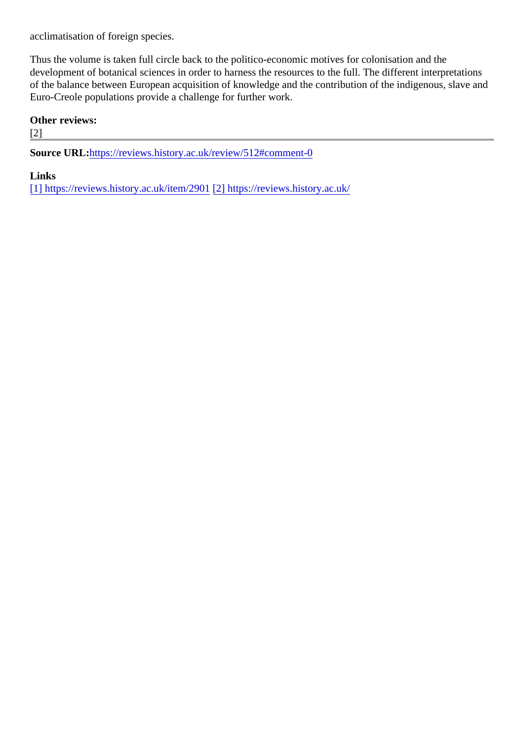acclimatisation of foreign species.

Thus the volume is taken full circle back to the politico-economic motives for colonisation and the development of botanical sciences in order to harness the resources to the full. The different interpretations of the balance between European acquisition of knowledge and the contribution of the indigenous, slave and Euro-Creole populations provide a challenge for further work.

**Other reviews:**
[2]

---

**Source URL:**https://reviews.history.ac.uk/review/512#comment-0

**Links**
[1] https://reviews.history.ac.uk/item/2901 [2] https://reviews.history.ac.uk/